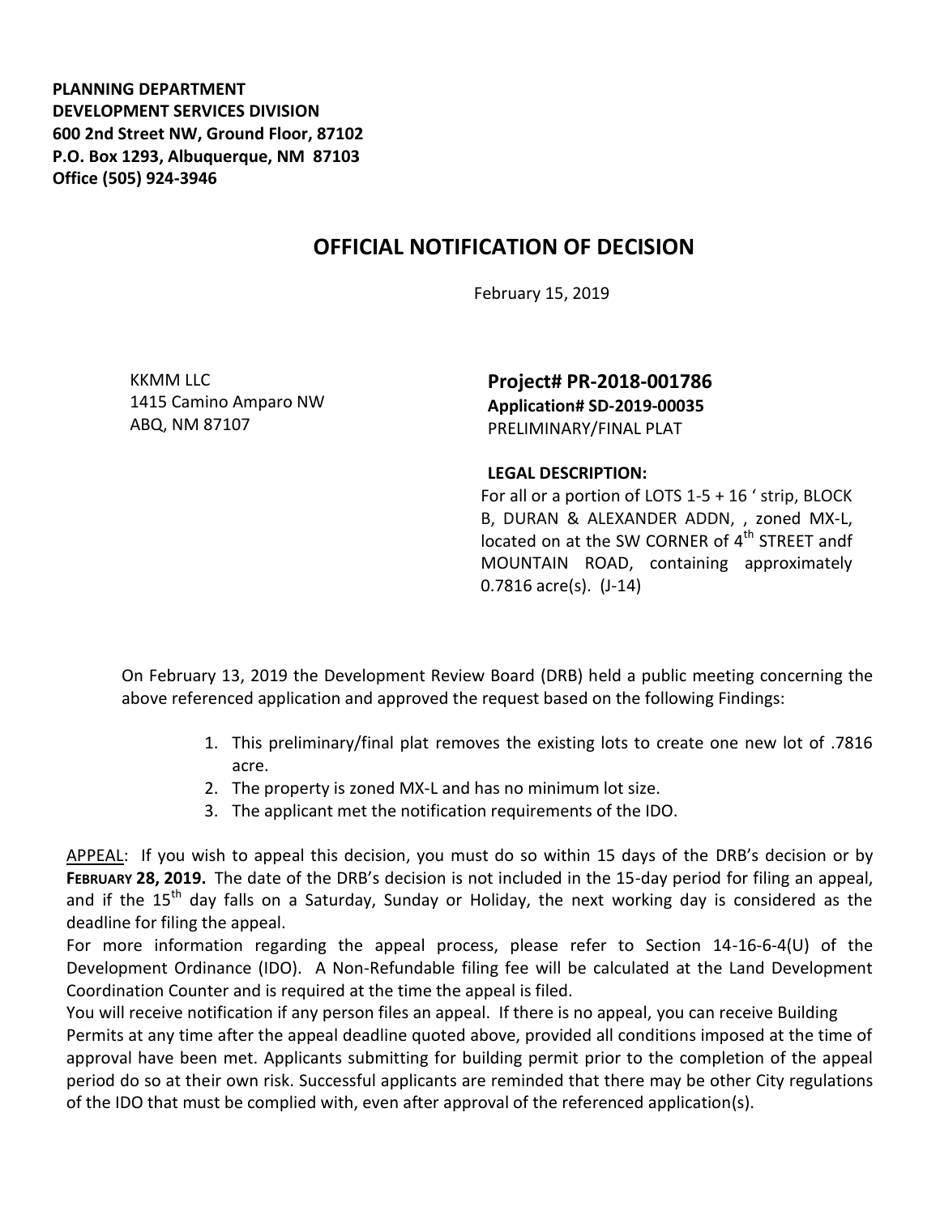**PLANNING DEPARTMENT**
**DEVELOPMENT SERVICES DIVISION**
**600 2nd Street NW, Ground Floor, 87102**
**P.O. Box 1293, Albuquerque, NM 87103**
**Office (505) 924-3946**

# OFFICIAL NOTIFICATION OF DECISION

February 15, 2019

KKMM LLC
1415 Camino Amparo NW
ABQ, NM 87107

**Project# PR-2018-001786**
**Application# SD-2019-00035**
PRELIMINARY/FINAL PLAT

**LEGAL DESCRIPTION:**
For all or a portion of LOTS 1-5 + 16 ' strip, BLOCK B, DURAN & ALEXANDER ADDN, , zoned MX-L, located on at the SW CORNER of 4th STREET andf MOUNTAIN ROAD, containing approximately 0.7816 acre(s). (J-14)

On February 13, 2019 the Development Review Board (DRB) held a public meeting concerning the above referenced application and approved the request based on the following Findings:

1. This preliminary/final plat removes the existing lots to create one new lot of .7816 acre.
2. The property is zoned MX-L and has no minimum lot size.
3. The applicant met the notification requirements of the IDO.

APPEAL: If you wish to appeal this decision, you must do so within 15 days of the DRB's decision or by **FEBRUARY 28, 2019.** The date of the DRB's decision is not included in the 15-day period for filing an appeal, and if the 15th day falls on a Saturday, Sunday or Holiday, the next working day is considered as the deadline for filing the appeal.

For more information regarding the appeal process, please refer to Section 14-16-6-4(U) of the Development Ordinance (IDO). A Non-Refundable filing fee will be calculated at the Land Development Coordination Counter and is required at the time the appeal is filed.

You will receive notification if any person files an appeal. If there is no appeal, you can receive Building Permits at any time after the appeal deadline quoted above, provided all conditions imposed at the time of approval have been met. Applicants submitting for building permit prior to the completion of the appeal period do so at their own risk. Successful applicants are reminded that there may be other City regulations of the IDO that must be complied with, even after approval of the referenced application(s).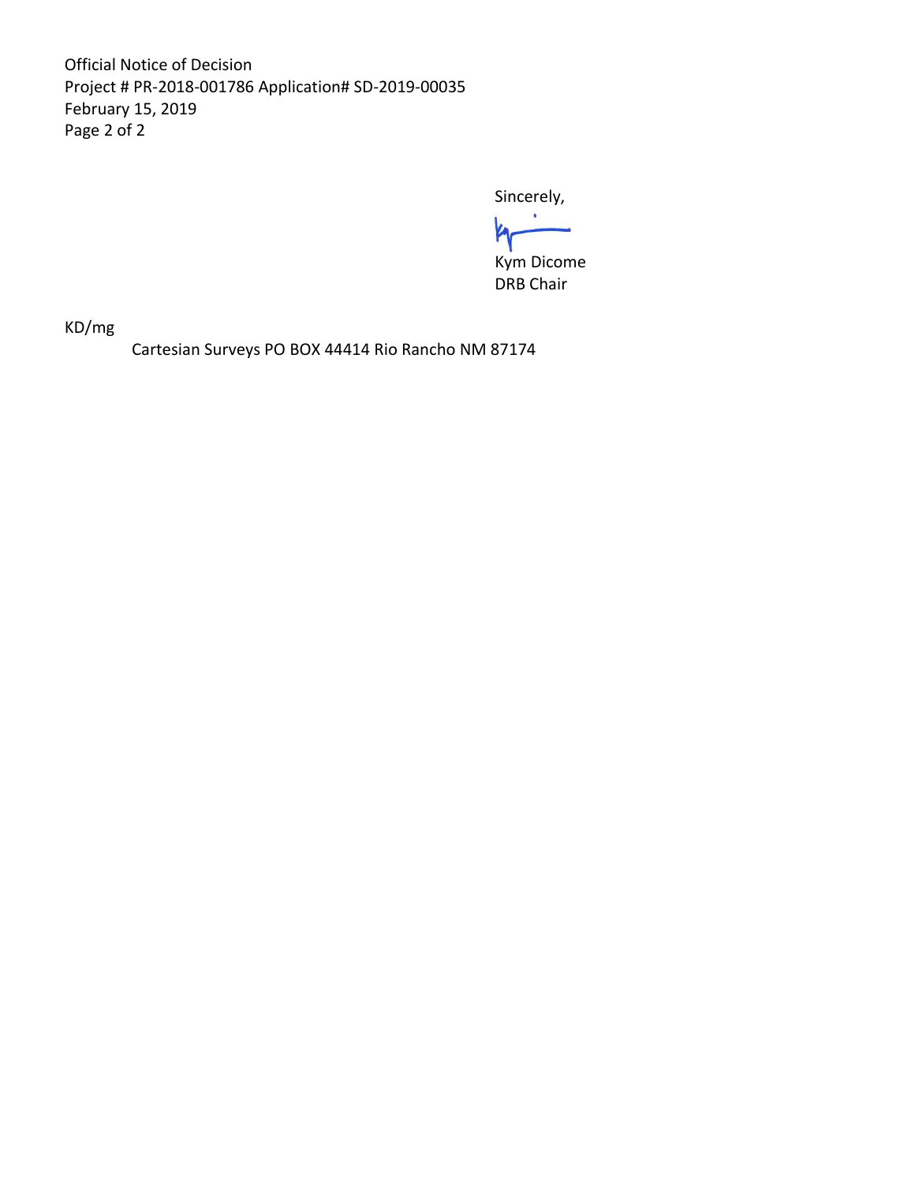Official Notice of Decision
Project # PR-2018-001786 Application# SD-2019-00035
February 15, 2019

Sincerely,

Kym Dicome
DRB Chair

KD/mg

Cartesian Surveys PO BOX 44414 Rio Rancho NM 87174